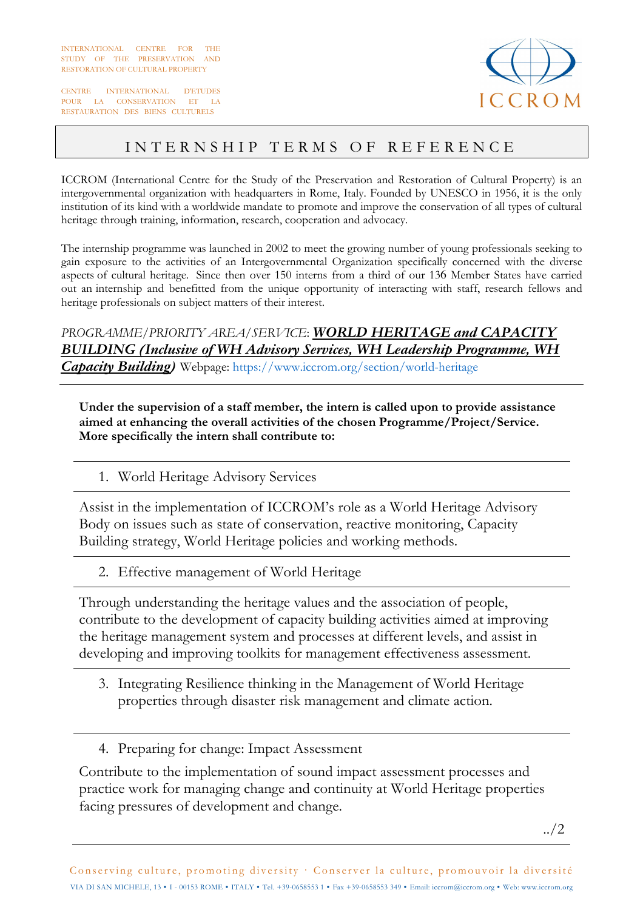INTERNATIONAL CENTRE FOR THE STUDY OF THE PRESERVATION AND RESTORATION OF CULTURAL PROPERTY

CENTRE INTERNATIONAL D'ETUDES POUR LA CONSERVATION ET LA RESTAURATION DES BIENS CULTURELS

ICCROM

# INTERNSHIP TERMS OF REFERENCE

ICCROM (International Centre for the Study of the Preservation and Restoration of Cultural Property) is an intergovernmental organization with headquarters in Rome, Italy. Founded by UNESCO in 1956, it is the only institution of its kind with a worldwide mandate to promote and improve the conservation of all types of cultural heritage through training, information, research, cooperation and advocacy.

The internship programme was launched in 2002 to meet the growing number of young professionals seeking to gain exposure to the activities of an Intergovernmental Organization specifically concerned with the diverse aspects of cultural heritage. Since then over 150 interns from a third of our 136 Member States have carried out an internship and benefitted from the unique opportunity of interacting with staff, research fellows and heritage professionals on subject matters of their interest.

*PROGRAMME/PRIORITY AREA/SERVICE*: ***WORLD HERITAGE and CAPACITY BUILDING (Inclusive of WH Advisory Services, WH Leadership Programme, WH Capacity Building)*** Webpage: https://www.iccrom.org/section/world-heritage

**Under the supervision of a staff member, the intern is called upon to provide assistance aimed at enhancing the overall activities of the chosen Programme/Project/Service. More specifically the intern shall contribute to:**

1. World Heritage Advisory Services

Assist in the implementation of ICCROM's role as a World Heritage Advisory Body on issues such as state of conservation, reactive monitoring, Capacity Building strategy, World Heritage policies and working methods.

2. Effective management of World Heritage

Through understanding the heritage values and the association of people, contribute to the development of capacity building activities aimed at improving the heritage management system and processes at different levels, and assist in developing and improving toolkits for management effectiveness assessment.

3. Integrating Resilience thinking in the Management of World Heritage properties through disaster risk management and climate action.

4. Preparing for change: Impact Assessment

Contribute to the implementation of sound impact assessment processes and practice work for managing change and continuity at World Heritage properties facing pressures of development and change.

../2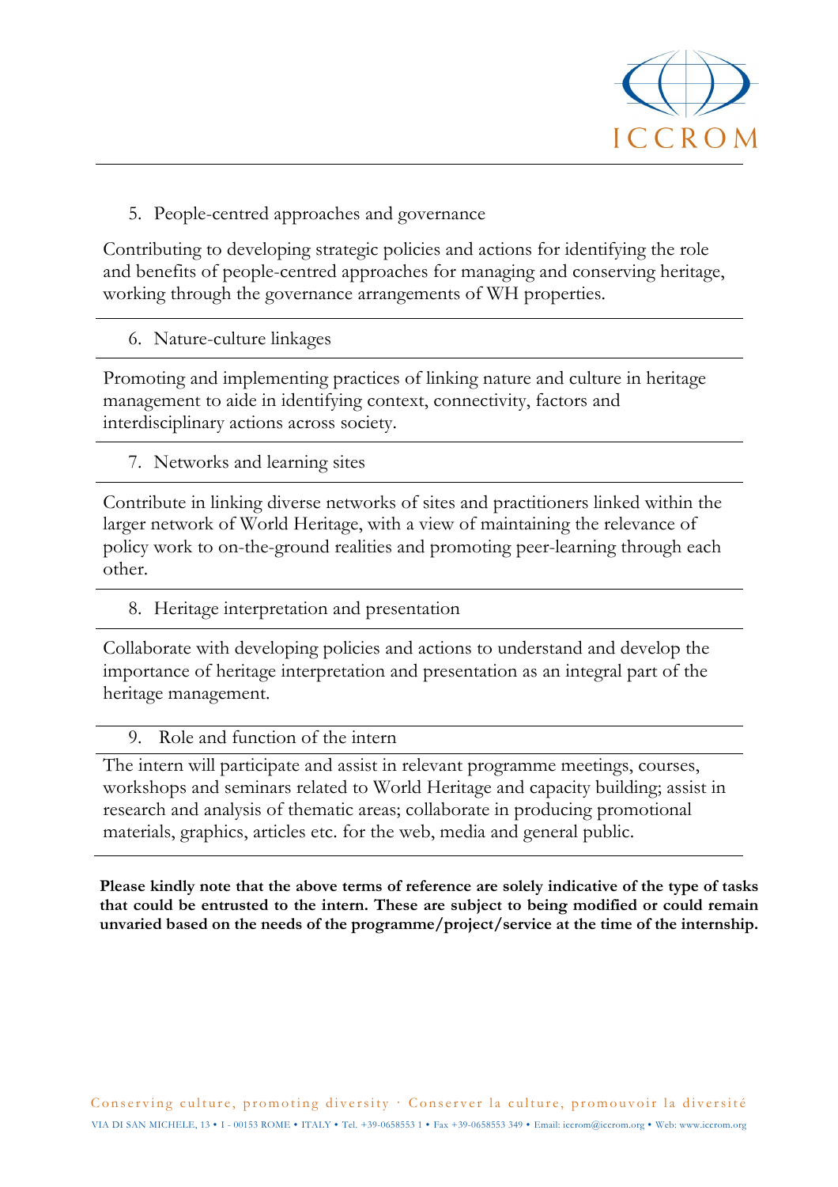5. People-centred approaches and governance

Contributing to developing strategic policies and actions for identifying the role and benefits of people-centred approaches for managing and conserving heritage, working through the governance arrangements of WH properties.

6. Nature-culture linkages

Promoting and implementing practices of linking nature and culture in heritage management to aide in identifying context, connectivity, factors and interdisciplinary actions across society.

7. Networks and learning sites

Contribute in linking diverse networks of sites and practitioners linked within the larger network of World Heritage, with a view of maintaining the relevance of policy work to on-the-ground realities and promoting peer-learning through each other.

8. Heritage interpretation and presentation

Collaborate with developing policies and actions to understand and develop the importance of heritage interpretation and presentation as an integral part of the heritage management.

9. Role and function of the intern

The intern will participate and assist in relevant programme meetings, courses, workshops and seminars related to World Heritage and capacity building; assist in research and analysis of thematic areas; collaborate in producing promotional materials, graphics, articles etc. for the web, media and general public.

**Please kindly note that the above terms of reference are solely indicative of the type of tasks that could be entrusted to the intern. These are subject to being modified or could remain unvaried based on the needs of the programme/project/service at the time of the internship.**